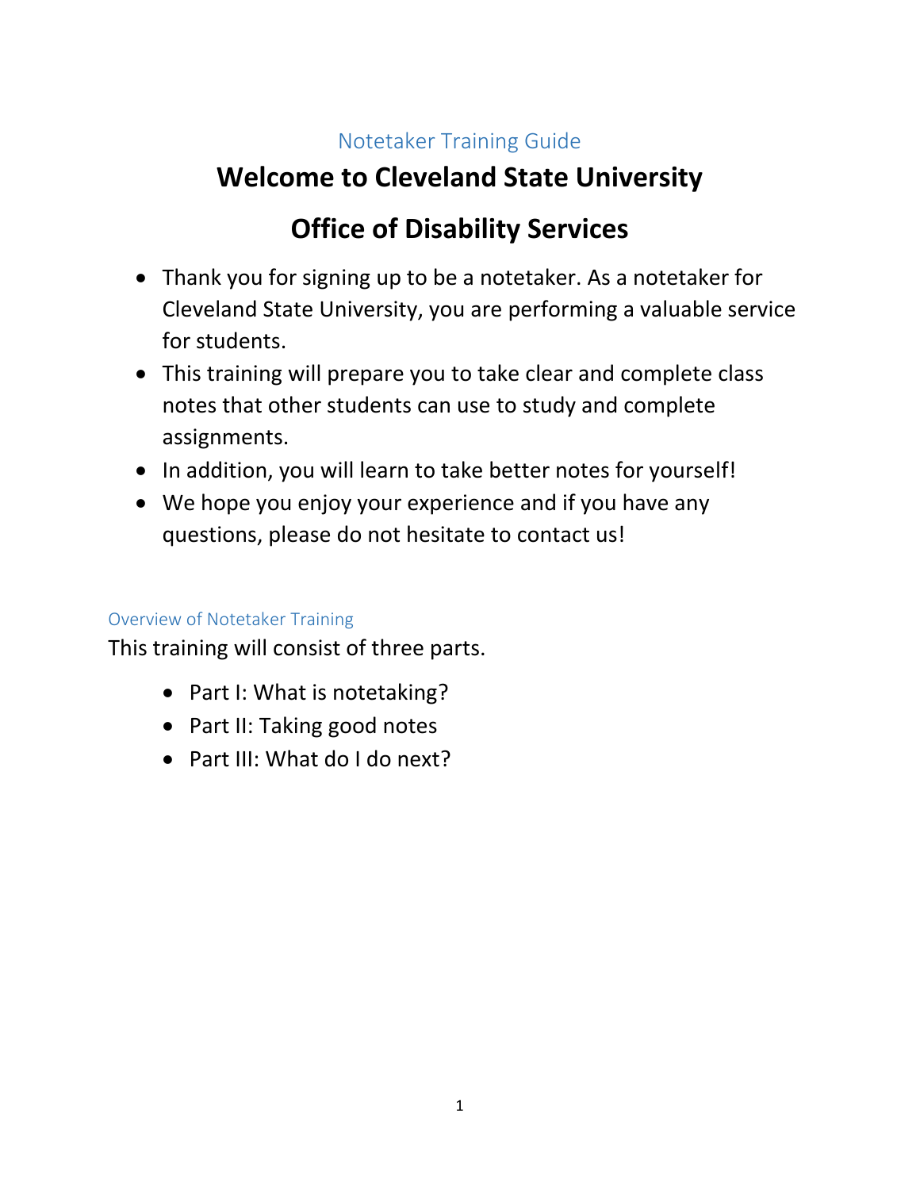## Notetaker Training Guide

# Welcome to Cleveland State University

# Office of Disability Services

- Thank you for signing up to be a notetaker. As a notetaker for Cleveland State University, you are performing a valuable service for students.
- This training will prepare you to take clear and complete class notes that other students can use to study and complete assignments.
- In addition, you will learn to take better notes for yourself!
- We hope you enjoy your experience and if you have any questions, please do not hesitate to contact us!

### Overview of Notetaker Training

This training will consist of three parts.

- Part I: What is notetaking?
- Part II: Taking good notes
- Part III: What do I do next?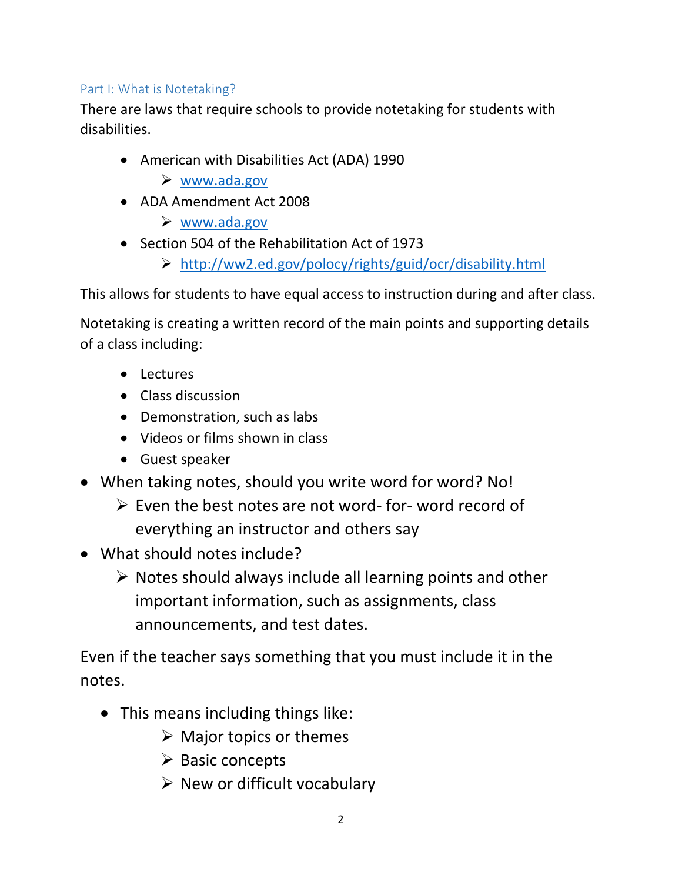## Part I: What is Notetaking?

There are laws that require schools to provide notetaking for students with disabilities.

- American with Disabilities Act (ADA) 1990
  - [www.ada.gov](www.ada.gov)
- ADA Amendment Act 2008
  - [www.ada.gov](www.ada.gov)
- Section 504 of the Rehabilitation Act of 1973
  - [http://ww2.ed.gov/polocy/rights/guid/ocr/disability.html](http://ww2.ed.gov/polocy/rights/guid/ocr/disability.html)

This allows for students to have equal access to instruction during and after class.

Notetaking is creating a written record of the main points and supporting details of a class including:

- Lectures
- Class discussion
- Demonstration, such as labs
- Videos or films shown in class
- Guest speaker

- When taking notes, should you write word for word? No!
  - Even the best notes are not word- for- word record of everything an instructor and others say
- What should notes include?
  - Notes should always include all learning points and other important information, such as assignments, class announcements, and test dates.

Even if the teacher says something that you must include it in the notes.

- This means including things like:
  - Major topics or themes
  - Basic concepts
  - New or difficult vocabulary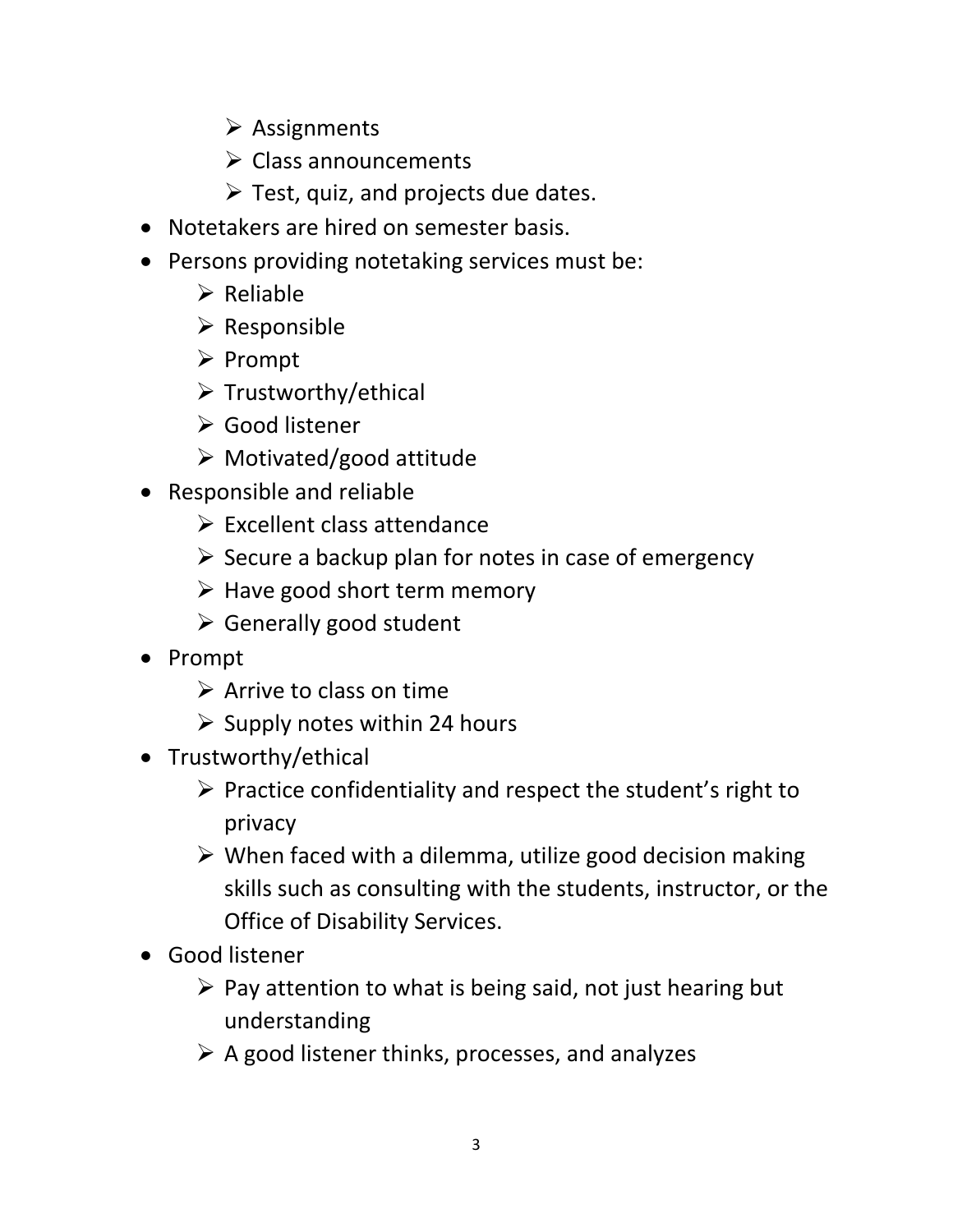- Assignments
    - Class announcements
    - Test, quiz, and projects due dates.
- Notetakers are hired on semester basis.
- Persons providing notetaking services must be:
    - Reliable
    - Responsible
    - Prompt
    - Trustworthy/ethical
    - Good listener
    - Motivated/good attitude
- Responsible and reliable
    - Excellent class attendance
    - Secure a backup plan for notes in case of emergency
    - Have good short term memory
    - Generally good student
- Prompt
    - Arrive to class on time
    - Supply notes within 24 hours
- Trustworthy/ethical
    - Practice confidentiality and respect the student's right to privacy
    - When faced with a dilemma, utilize good decision making skills such as consulting with the students, instructor, or the Office of Disability Services.
- Good listener
    - Pay attention to what is being said, not just hearing but understanding
    - A good listener thinks, processes, and analyzes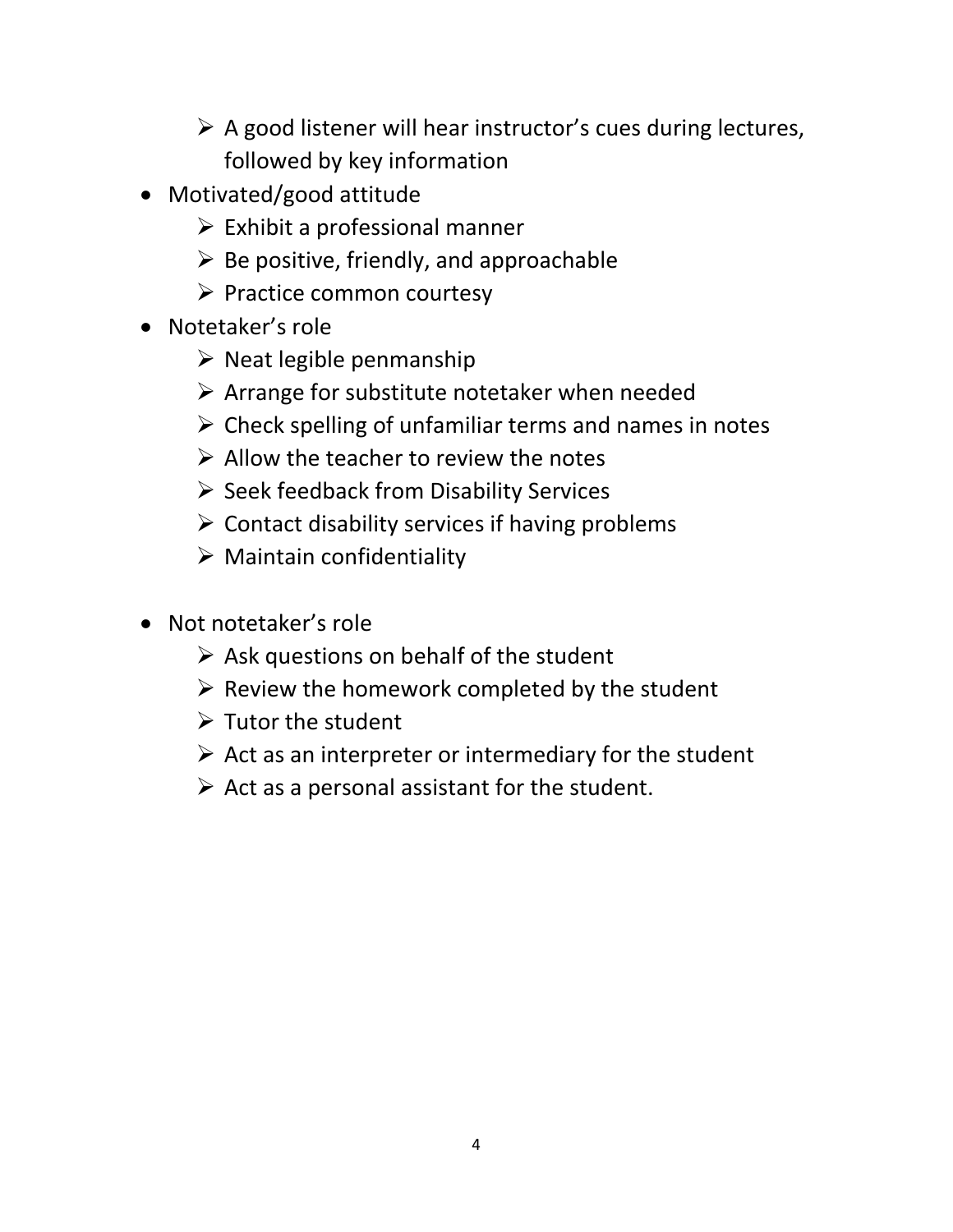- A good listener will hear instructor's cues during lectures, followed by key information
- Motivated/good attitude
  - Exhibit a professional manner
  - Be positive, friendly, and approachable
  - Practice common courtesy
- Notetaker's role
  - Neat legible penmanship
  - Arrange for substitute notetaker when needed
  - Check spelling of unfamiliar terms and names in notes
  - Allow the teacher to review the notes
  - Seek feedback from Disability Services
  - Contact disability services if having problems
  - Maintain confidentiality

- Not notetaker's role
  - Ask questions on behalf of the student
  - Review the homework completed by the student
  - Tutor the student
  - Act as an interpreter or intermediary for the student
  - Act as a personal assistant for the student.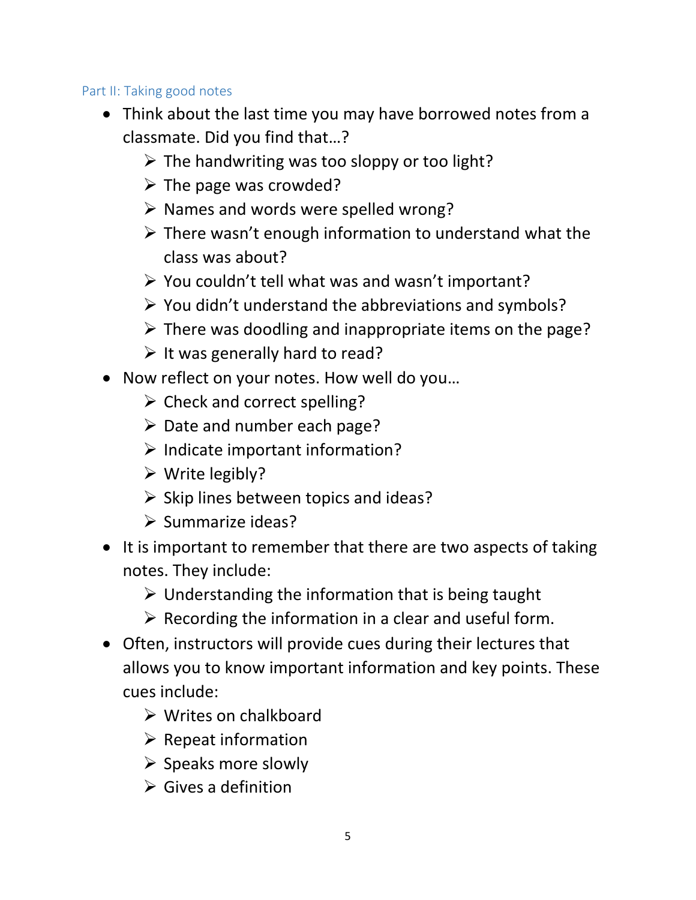## Part II: Taking good notes

- Think about the last time you may have borrowed notes from a classmate. Did you find that…?
  - The handwriting was too sloppy or too light?
  - The page was crowded?
  - Names and words were spelled wrong?
  - There wasn't enough information to understand what the class was about?
  - You couldn't tell what was and wasn't important?
  - You didn't understand the abbreviations and symbols?
  - There was doodling and inappropriate items on the page?
  - It was generally hard to read?
- Now reflect on your notes. How well do you…
  - Check and correct spelling?
  - Date and number each page?
  - Indicate important information?
  - Write legibly?
  - Skip lines between topics and ideas?
  - Summarize ideas?
- It is important to remember that there are two aspects of taking notes. They include:
  - Understanding the information that is being taught
  - Recording the information in a clear and useful form.
- Often, instructors will provide cues during their lectures that allows you to know important information and key points. These cues include:
  - Writes on chalkboard
  - Repeat information
  - Speaks more slowly
  - Gives a definition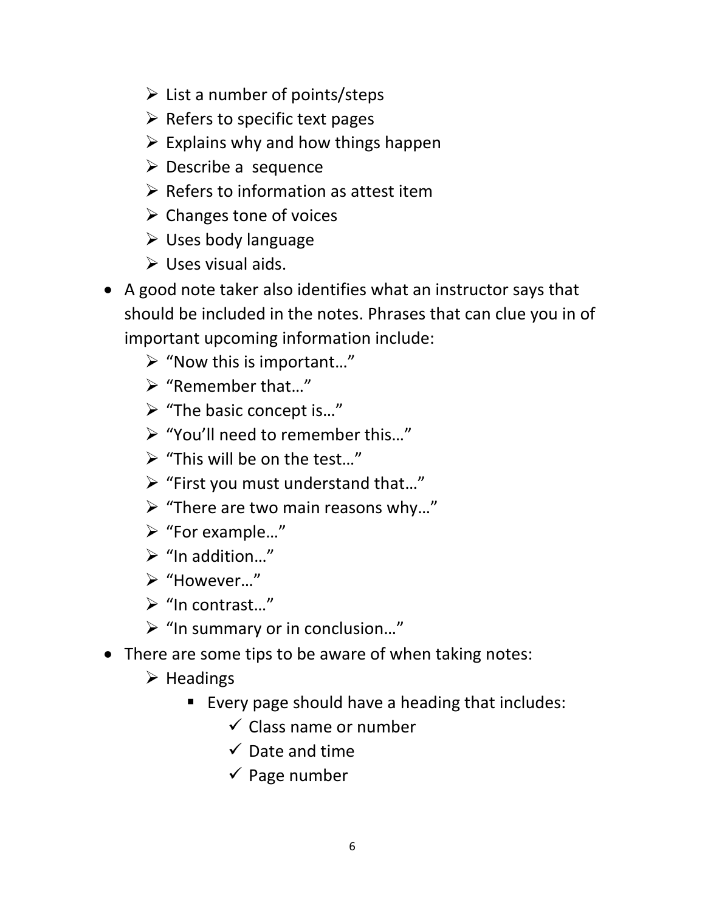- List a number of points/steps
  - Refers to specific text pages
  - Explains why and how things happen
  - Describe a  sequence
  - Refers to information as attest item
  - Changes tone of voices
  - Uses body language
  - Uses visual aids.
- A good note taker also identifies what an instructor says that should be included in the notes. Phrases that can clue you in of important upcoming information include:
  - "Now this is important…"
  - "Remember that…"
  - "The basic concept is…"
  - "You'll need to remember this…"
  - "This will be on the test…"
  - "First you must understand that…"
  - "There are two main reasons why…"
  - "For example…"
  - "In addition…"
  - "However…"
  - "In contrast…"
  - "In summary or in conclusion…"
- There are some tips to be aware of when taking notes:
  - Headings
    - Every page should have a heading that includes:
      - ✓ Class name or number
      - ✓ Date and time
      - ✓ Page number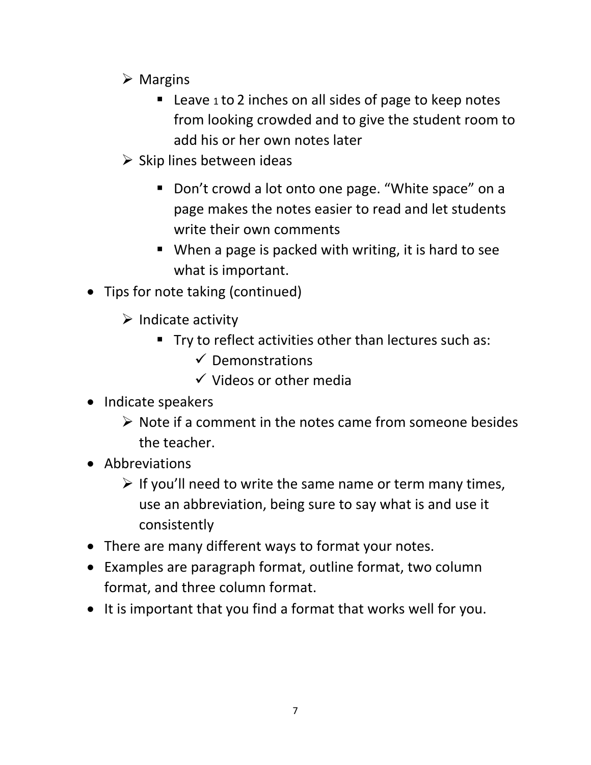- Margins
  - Leave 1 to 2 inches on all sides of page to keep notes from looking crowded and to give the student room to add his or her own notes later
- Skip lines between ideas
  - Don't crowd a lot onto one page. "White space" on a page makes the notes easier to read and let students write their own comments
  - When a page is packed with writing, it is hard to see what is important.

- Tips for note taking (continued)
  - Indicate activity
    - Try to reflect activities other than lectures such as:
      - ✓ Demonstrations
      - ✓ Videos or other media
- Indicate speakers
  - Note if a comment in the notes came from someone besides the teacher.
- Abbreviations
  - If you'll need to write the same name or term many times, use an abbreviation, being sure to say what is and use it consistently
- There are many different ways to format your notes.
- Examples are paragraph format, outline format, two column format, and three column format.
- It is important that you find a format that works well for you.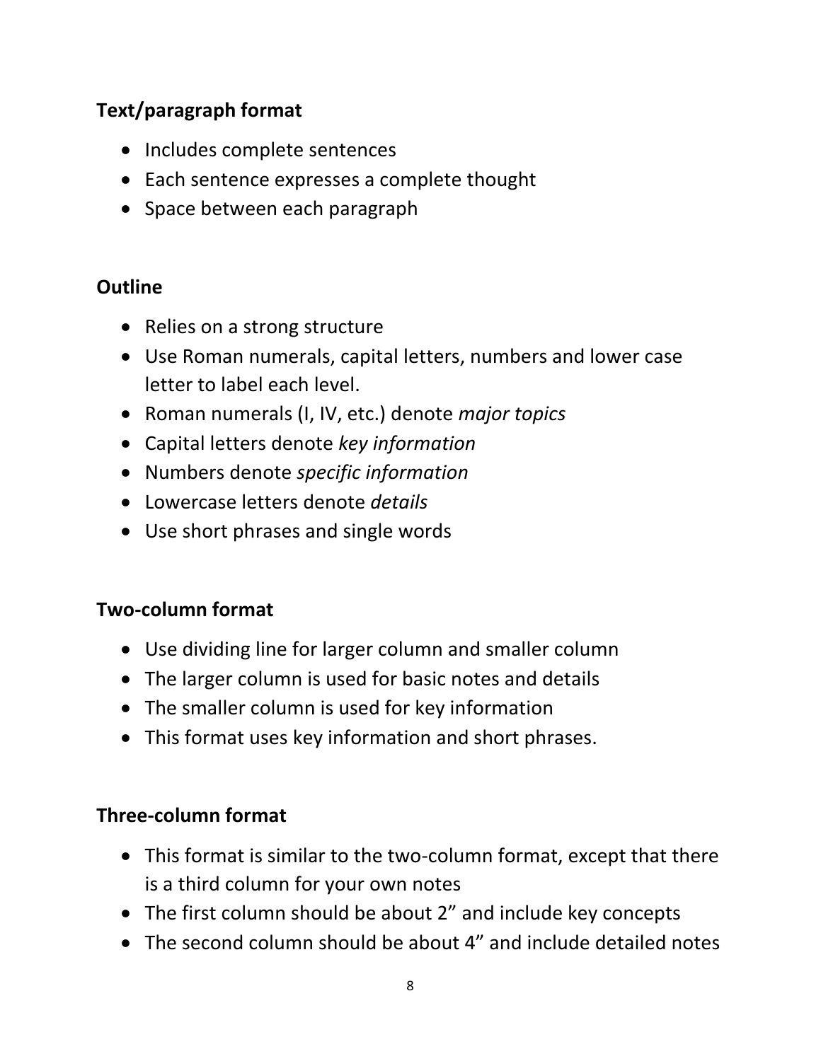**Text/paragraph format**

- Includes complete sentences
- Each sentence expresses a complete thought
- Space between each paragraph

**Outline**

- Relies on a strong structure
- Use Roman numerals, capital letters, numbers and lower case letter to label each level.
- Roman numerals (I, IV, etc.) denote *major topics*
- Capital letters denote *key information*
- Numbers denote *specific information*
- Lowercase letters denote *details*
- Use short phrases and single words

**Two-column format**

- Use dividing line for larger column and smaller column
- The larger column is used for basic notes and details
- The smaller column is used for key information
- This format uses key information and short phrases.

**Three-column format**

- This format is similar to the two-column format, except that there is a third column for your own notes
- The first column should be about 2" and include key concepts
- The second column should be about 4" and include detailed notes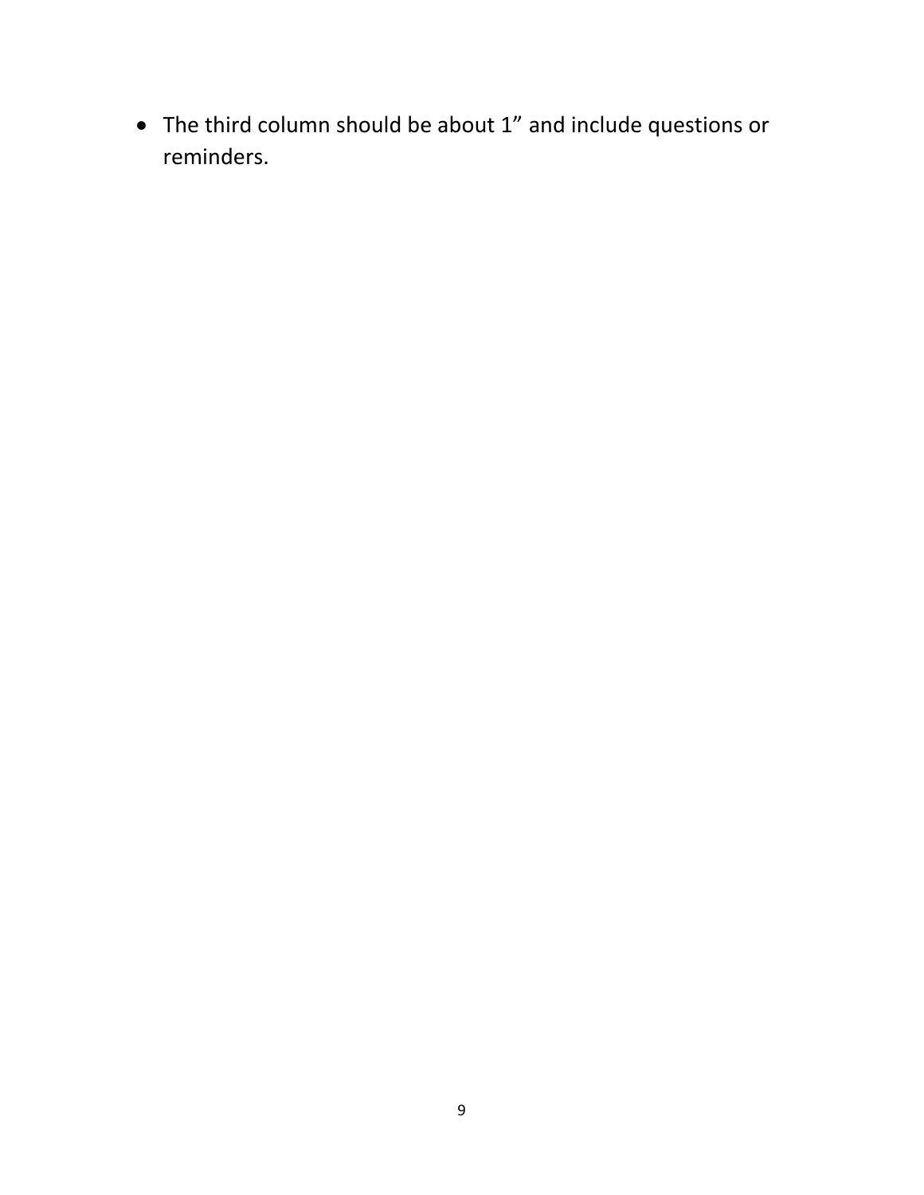- The third column should be about 1” and include questions or reminders.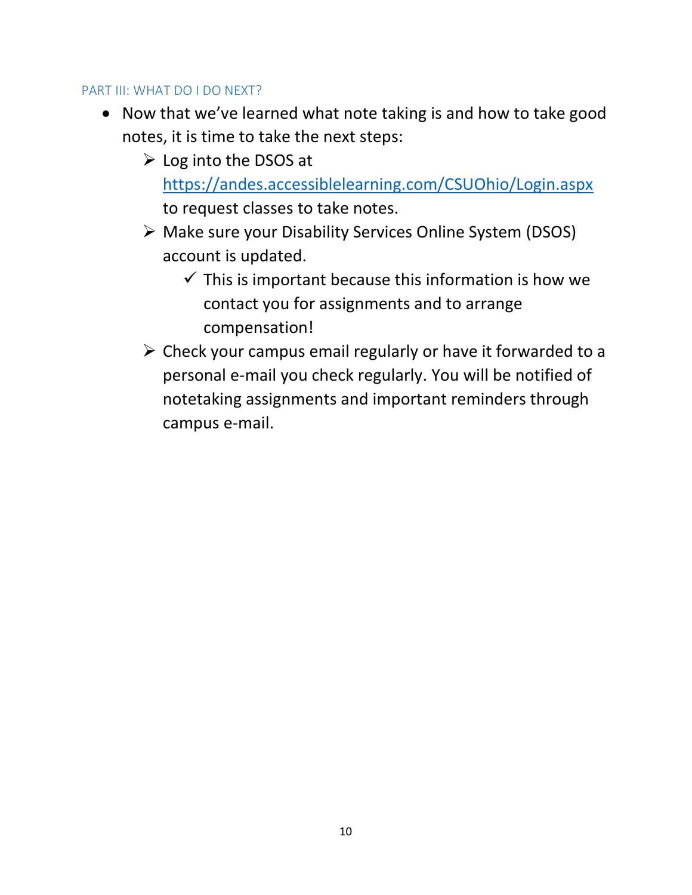## PART III: WHAT DO I DO NEXT?

- Now that we've learned what note taking is and how to take good notes, it is time to take the next steps:
  - Log into the DSOS at [https://andes.accessiblelearning.com/CSUOhio/Login.aspx](https://andes.accessiblelearning.com/CSUOhio/Login.aspx) to request classes to take notes.
  - Make sure your Disability Services Online System (DSOS) account is updated.
    - ✓ This is important because this information is how we contact you for assignments and to arrange compensation!
  - Check your campus email regularly or have it forwarded to a personal e-mail you check regularly. You will be notified of notetaking assignments and important reminders through campus e-mail.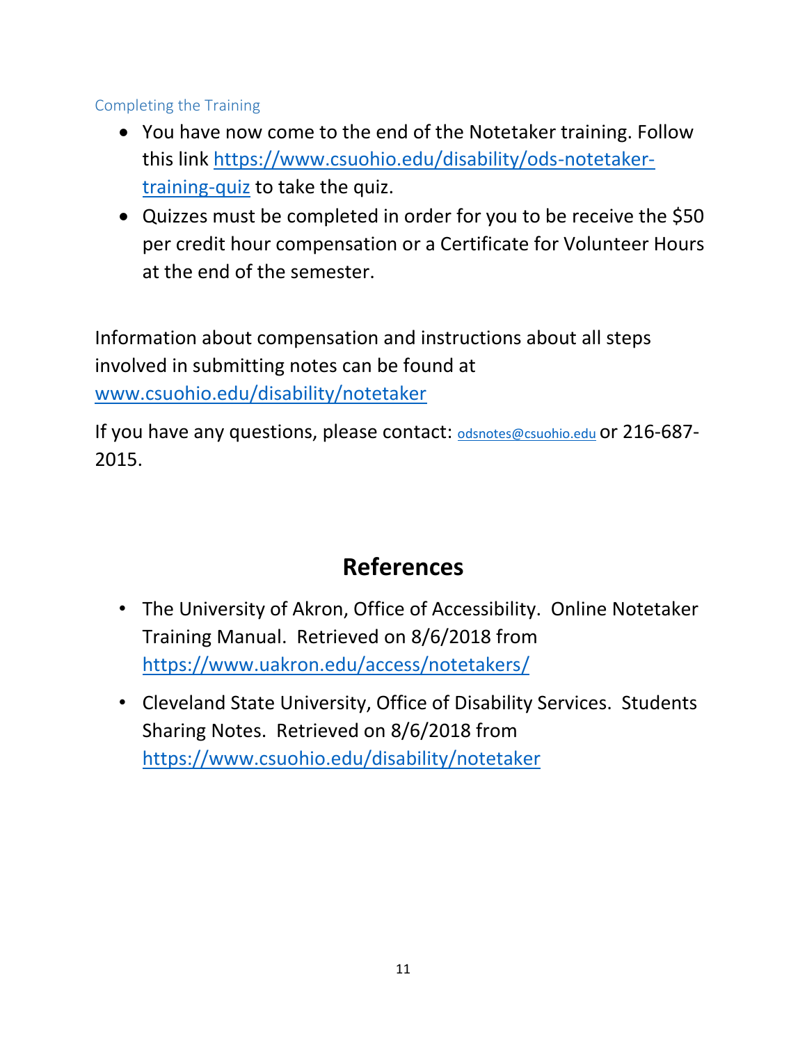### Completing the Training

- You have now come to the end of the Notetaker training. Follow this link https://www.csuohio.edu/disability/ods-notetaker-training-quiz to take the quiz.
- Quizzes must be completed in order for you to be receive the $50 per credit hour compensation or a Certificate for Volunteer Hours at the end of the semester.

Information about compensation and instructions about all steps involved in submitting notes can be found at www.csuohio.edu/disability/notetaker

If you have any questions, please contact: odsnotes@csuohio.edu or 216-687-2015.

## References

- The University of Akron, Office of Accessibility. Online Notetaker Training Manual. Retrieved on 8/6/2018 from https://www.uakron.edu/access/notetakers/
- Cleveland State University, Office of Disability Services. Students Sharing Notes. Retrieved on 8/6/2018 from https://www.csuohio.edu/disability/notetaker